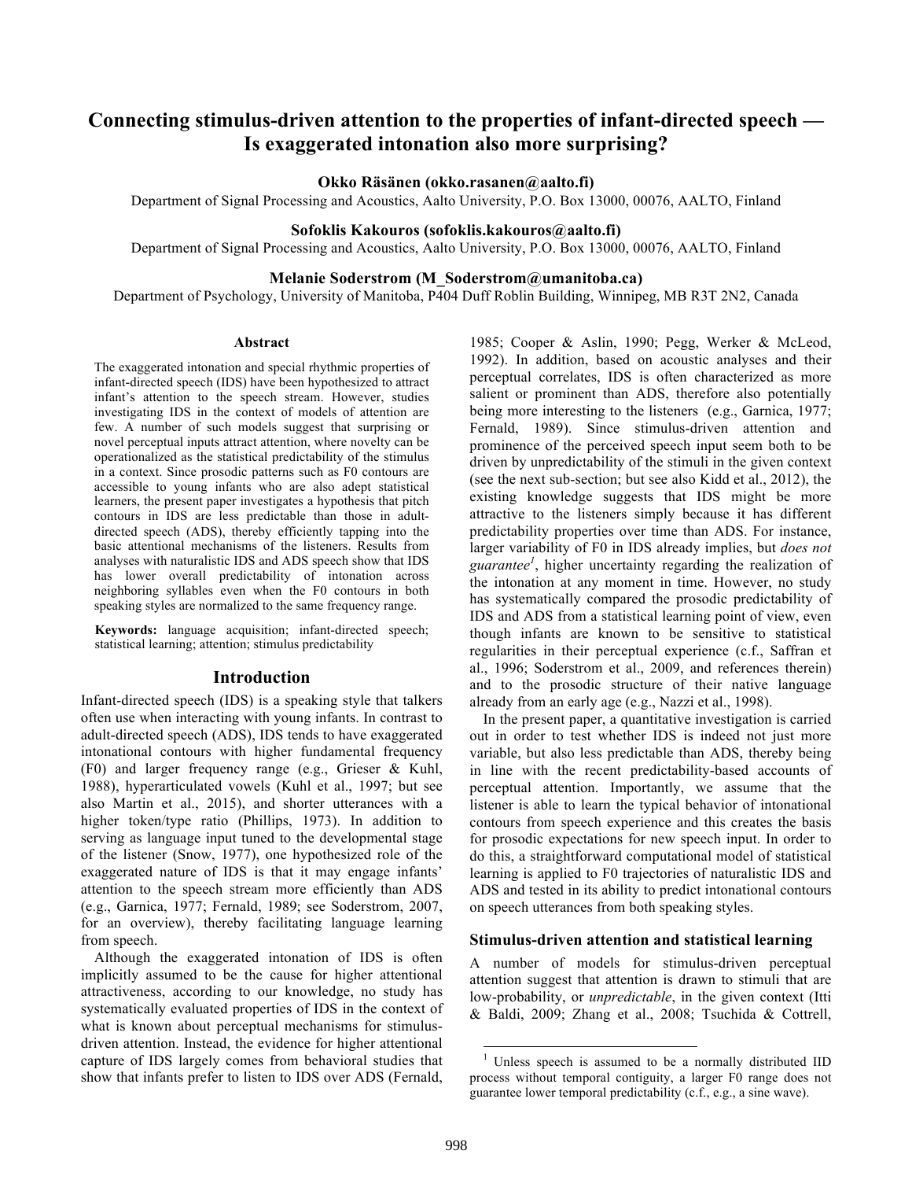# Connecting stimulus-driven attention to the properties of infant-directed speech — Is exaggerated intonation also more surprising?

**Okko Räsänen (okko.rasanen@aalto.fi)**
Department of Signal Processing and Acoustics, Aalto University, P.O. Box 13000, 00076, AALTO, Finland

**Sofoklis Kakouros (sofoklis.kakouros@aalto.fi)**
Department of Signal Processing and Acoustics, Aalto University, P.O. Box 13000, 00076, AALTO, Finland

**Melanie Soderstrom (M_Soderstrom@umanitoba.ca)**
Department of Psychology, University of Manitoba, P404 Duff Roblin Building, Winnipeg, MB R3T 2N2, Canada

## Abstract

The exaggerated intonation and special rhythmic properties of infant-directed speech (IDS) have been hypothesized to attract infant's attention to the speech stream. However, studies investigating IDS in the context of models of attention are few. A number of such models suggest that surprising or novel perceptual inputs attract attention, where novelty can be operationalized as the statistical predictability of the stimulus in a context. Since prosodic patterns such as F0 contours are accessible to young infants who are also adept statistical learners, the present paper investigates a hypothesis that pitch contours in IDS are less predictable than those in adult-directed speech (ADS), thereby efficiently tapping into the basic attentional mechanisms of the listeners. Results from analyses with naturalistic IDS and ADS speech show that IDS has lower overall predictability of intonation across neighboring syllables even when the F0 contours in both speaking styles are normalized to the same frequency range.

**Keywords:** language acquisition; infant-directed speech; statistical learning; attention; stimulus predictability

## Introduction

Infant-directed speech (IDS) is a speaking style that talkers often use when interacting with young infants. In contrast to adult-directed speech (ADS), IDS tends to have exaggerated intonational contours with higher fundamental frequency (F0) and larger frequency range (e.g., Grieser & Kuhl, 1988), hyperarticulated vowels (Kuhl et al., 1997; but see also Martin et al., 2015), and shorter utterances with a higher token/type ratio (Phillips, 1973). In addition to serving as language input tuned to the developmental stage of the listener (Snow, 1977), one hypothesized role of the exaggerated nature of IDS is that it may engage infants' attention to the speech stream more efficiently than ADS (e.g., Garnica, 1977; Fernald, 1989; see Soderstrom, 2007, for an overview), thereby facilitating language learning from speech.

Although the exaggerated intonation of IDS is often implicitly assumed to be the cause for higher attentional attractiveness, according to our knowledge, no study has systematically evaluated properties of IDS in the context of what is known about perceptual mechanisms for stimulus-driven attention. Instead, the evidence for higher attentional capture of IDS largely comes from behavioral studies that show that infants prefer to listen to IDS over ADS (Fernald, 1985; Cooper & Aslin, 1990; Pegg, Werker & McLeod, 1992). In addition, based on acoustic analyses and their perceptual correlates, IDS is often characterized as more salient or prominent than ADS, therefore also potentially being more interesting to the listeners (e.g., Garnica, 1977; Fernald, 1989). Since stimulus-driven attention and prominence of the perceived speech input seem both to be driven by unpredictability of the stimuli in the given context (see the next sub-section; but see also Kidd et al., 2012), the existing knowledge suggests that IDS might be more attractive to the listeners simply because it has different predictability properties over time than ADS. For instance, larger variability of F0 in IDS already implies, but *does not guarantee*[1], higher uncertainty regarding the realization of the intonation at any moment in time. However, no study has systematically compared the prosodic predictability of IDS and ADS from a statistical learning point of view, even though infants are known to be sensitive to statistical regularities in their perceptual experience (c.f., Saffran et al., 1996; Soderstrom et al., 2009, and references therein) and to the prosodic structure of their native language already from an early age (e.g., Nazzi et al., 1998).

In the present paper, a quantitative investigation is carried out in order to test whether IDS is indeed not just more variable, but also less predictable than ADS, thereby being in line with the recent predictability-based accounts of perceptual attention. Importantly, we assume that the listener is able to learn the typical behavior of intonational contours from speech experience and this creates the basis for prosodic expectations for new speech input. In order to do this, a straightforward computational model of statistical learning is applied to F0 trajectories of naturalistic IDS and ADS and tested in its ability to predict intonational contours on speech utterances from both speaking styles.

### Stimulus-driven attention and statistical learning

A number of models for stimulus-driven perceptual attention suggest that attention is drawn to stimuli that are low-probability, or *unpredictable*, in the given context (Itti & Baldi, 2009; Zhang et al., 2008; Tsuchida & Cottrell,

[1] Unless speech is assumed to be a normally distributed IID process without temporal contiguity, a larger F0 range does not guarantee lower temporal predictability (c.f., e.g., a sine wave).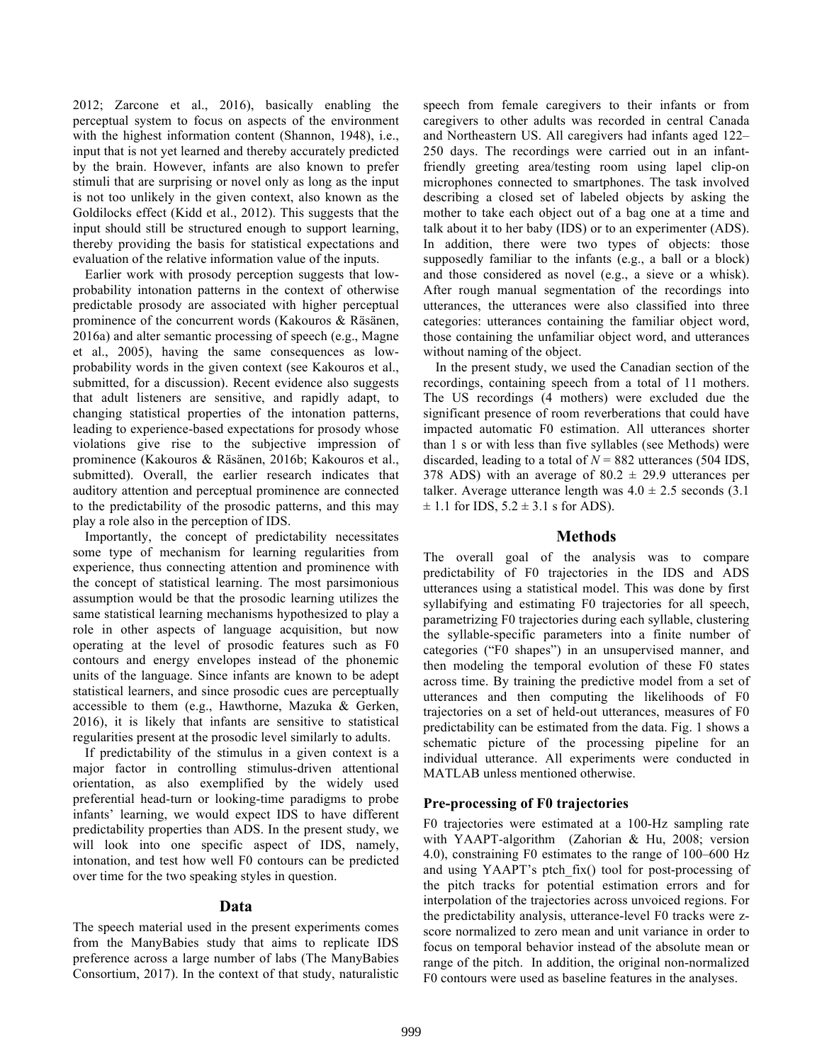2012; Zarcone et al., 2016), basically enabling the perceptual system to focus on aspects of the environment with the highest information content (Shannon, 1948), i.e., input that is not yet learned and thereby accurately predicted by the brain. However, infants are also known to prefer stimuli that are surprising or novel only as long as the input is not too unlikely in the given context, also known as the Goldilocks effect (Kidd et al., 2012). This suggests that the input should still be structured enough to support learning, thereby providing the basis for statistical expectations and evaluation of the relative information value of the inputs.

Earlier work with prosody perception suggests that low-probability intonation patterns in the context of otherwise predictable prosody are associated with higher perceptual prominence of the concurrent words (Kakouros & Räsänen, 2016a) and alter semantic processing of speech (e.g., Magne et al., 2005), having the same consequences as low-probability words in the given context (see Kakouros et al., submitted, for a discussion). Recent evidence also suggests that adult listeners are sensitive, and rapidly adapt, to changing statistical properties of the intonation patterns, leading to experience-based expectations for prosody whose violations give rise to the subjective impression of prominence (Kakouros & Räsänen, 2016b; Kakouros et al., submitted). Overall, the earlier research indicates that auditory attention and perceptual prominence are connected to the predictability of the prosodic patterns, and this may play a role also in the perception of IDS.

Importantly, the concept of predictability necessitates some type of mechanism for learning regularities from experience, thus connecting attention and prominence with the concept of statistical learning. The most parsimonious assumption would be that the prosodic learning utilizes the same statistical learning mechanisms hypothesized to play a role in other aspects of language acquisition, but now operating at the level of prosodic features such as F0 contours and energy envelopes instead of the phonemic units of the language. Since infants are known to be adept statistical learners, and since prosodic cues are perceptually accessible to them (e.g., Hawthorne, Mazuka & Gerken, 2016), it is likely that infants are sensitive to statistical regularities present at the prosodic level similarly to adults.

If predictability of the stimulus in a given context is a major factor in controlling stimulus-driven attentional orientation, as also exemplified by the widely used preferential head-turn or looking-time paradigms to probe infants' learning, we would expect IDS to have different predictability properties than ADS. In the present study, we will look into one specific aspect of IDS, namely, intonation, and test how well F0 contours can be predicted over time for the two speaking styles in question.

## Data

The speech material used in the present experiments comes from the ManyBabies study that aims to replicate IDS preference across a large number of labs (The ManyBabies Consortium, 2017). In the context of that study, naturalistic speech from female caregivers to their infants or from caregivers to other adults was recorded in central Canada and Northeastern US. All caregivers had infants aged 122–250 days. The recordings were carried out in an infant-friendly greeting area/testing room using lapel clip-on microphones connected to smartphones. The task involved describing a closed set of labeled objects by asking the mother to take each object out of a bag one at a time and talk about it to her baby (IDS) or to an experimenter (ADS). In addition, there were two types of objects: those supposedly familiar to the infants (e.g., a ball or a block) and those considered as novel (e.g., a sieve or a whisk). After rough manual segmentation of the recordings into utterances, the utterances were also classified into three categories: utterances containing the familiar object word, those containing the unfamiliar object word, and utterances without naming of the object.

In the present study, we used the Canadian section of the recordings, containing speech from a total of 11 mothers. The US recordings (4 mothers) were excluded due the significant presence of room reverberations that could have impacted automatic F0 estimation. All utterances shorter than 1 s or with less than five syllables (see Methods) were discarded, leading to a total of $N = 882$ utterances (504 IDS, 378 ADS) with an average of $80.2 \pm 29.9$ utterances per talker. Average utterance length was $4.0 \pm 2.5$ seconds ($3.1 \pm 1.1$ for IDS, $5.2 \pm 3.1$ s for ADS).

## Methods

The overall goal of the analysis was to compare predictability of F0 trajectories in the IDS and ADS utterances using a statistical model. This was done by first syllabifying and estimating F0 trajectories for all speech, parametrizing F0 trajectories during each syllable, clustering the syllable-specific parameters into a finite number of categories ("F0 shapes") in an unsupervised manner, and then modeling the temporal evolution of these F0 states across time. By training the predictive model from a set of utterances and then computing the likelihoods of F0 trajectories on a set of held-out utterances, measures of F0 predictability can be estimated from the data. Fig. 1 shows a schematic picture of the processing pipeline for an individual utterance. All experiments were conducted in MATLAB unless mentioned otherwise.

### Pre-processing of F0 trajectories

F0 trajectories were estimated at a 100-Hz sampling rate with YAAPT-algorithm (Zahorian & Hu, 2008; version 4.0), constraining F0 estimates to the range of 100–600 Hz and using YAAPT's ptch_fix() tool for post-processing of the pitch tracks for potential estimation errors and for interpolation of the trajectories across unvoiced regions. For the predictability analysis, utterance-level F0 tracks were z-score normalized to zero mean and unit variance in order to focus on temporal behavior instead of the absolute mean or range of the pitch. In addition, the original non-normalized F0 contours were used as baseline features in the analyses.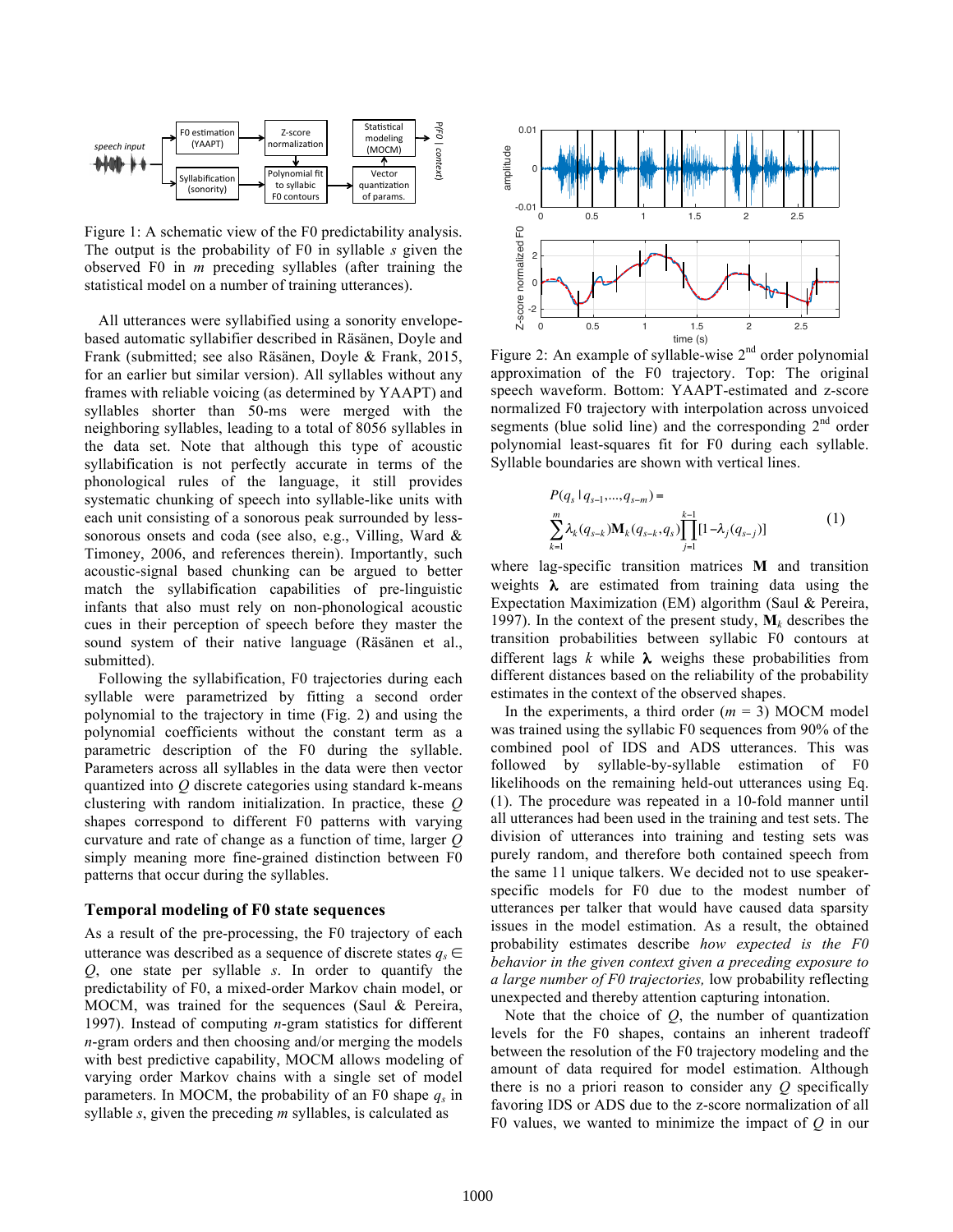Figure 1: A schematic view of the F0 predictability analysis. The output is the probability of F0 in syllable $s$ given the observed F0 in $m$ preceding syllables (after training the statistical model on a number of training utterances).

All utterances were syllabified using a sonority envelope-based automatic syllabifier described in Räsänen, Doyle and Frank (submitted; see also Räsänen, Doyle & Frank, 2015, for an earlier but similar version). All syllables without any frames with reliable voicing (as determined by YAAPT) and syllables shorter than 50-ms were merged with the neighboring syllables, leading to a total of 8056 syllables in the data set. Note that although this type of acoustic syllabification is not perfectly accurate in terms of the phonological rules of the language, it still provides systematic chunking of speech into syllable-like units with each unit consisting of a sonorous peak surrounded by less-sonorous onsets and coda (see also, e.g., Villing, Ward & Timoney, 2006, and references therein). Importantly, such acoustic-signal based chunking can be argued to better match the syllabification capabilities of pre-linguistic infants that also must rely on non-phonological acoustic cues in their perception of speech before they master the sound system of their native language (Räsänen et al., submitted).

Following the syllabification, F0 trajectories during each syllable were parametrized by fitting a second order polynomial to the trajectory in time (Fig. 2) and using the polynomial coefficients without the constant term as a parametric description of the F0 during the syllable. Parameters across all syllables in the data were then vector quantized into $Q$ discrete categories using standard k-means clustering with random initialization. In practice, these $Q$ shapes correspond to different F0 patterns with varying curvature and rate of change as a function of time, larger $Q$ simply meaning more fine-grained distinction between F0 patterns that occur during the syllables.

## Temporal modeling of F0 state sequences

As a result of the pre-processing, the F0 trajectory of each utterance was described as a sequence of discrete states $q_s \in Q$, one state per syllable $s$. In order to quantify the predictability of F0, a mixed-order Markov chain model, or MOCM, was trained for the sequences (Saul & Pereira, 1997). Instead of computing $n$-gram statistics for different $n$-gram orders and then choosing and/or merging the models with best predictive capability, MOCM allows modeling of varying order Markov chains with a single set of model parameters. In MOCM, the probability of an F0 shape $q_s$ in syllable $s$, given the preceding $m$ syllables, is calculated as

Figure 2: An example of syllable-wise 2[nd] order polynomial approximation of the F0 trajectory. Top: The original speech waveform. Bottom: YAAPT-estimated and z-score normalized F0 trajectory with interpolation across unvoiced segments (blue solid line) and the corresponding 2[nd] order polynomial least-squares fit for F0 during each syllable. Syllable boundaries are shown with vertical lines.

$$P(q_s \mid q_{s-1},\ldots,q_{s-m}) = \sum_{k=1}^{m} \lambda_k(q_{s-k}) \mathbf{M}_k(q_{s-k}, q_s) \prod_{j=1}^{k-1} [1 - \lambda_j(q_{s-j})] \quad (1)$$

where lag-specific transition matrices $\mathbf{M}$ and transition weights $\boldsymbol{\lambda}$ are estimated from training data using the Expectation Maximization (EM) algorithm (Saul & Pereira, 1997). In the context of the present study, $\mathbf{M}_k$ describes the transition probabilities between syllabic F0 contours at different lags $k$ while $\boldsymbol{\lambda}$ weighs these probabilities from different distances based on the reliability of the probability estimates in the context of the observed shapes.

In the experiments, a third order ($m$ = 3) MOCM model was trained using the syllabic F0 sequences from 90% of the combined pool of IDS and ADS utterances. This was followed by syllable-by-syllable estimation of F0 likelihoods on the remaining held-out utterances using Eq. (1). The procedure was repeated in a 10-fold manner until all utterances had been used in the training and test sets. The division of utterances into training and testing sets was purely random, and therefore both contained speech from the same 11 unique talkers. We decided not to use speaker-specific models for F0 due to the modest number of utterances per talker that would have caused data sparsity issues in the model estimation. As a result, the obtained probability estimates describe *how expected is the F0 behavior in the given context given a preceding exposure to a large number of F0 trajectories,* low probability reflecting unexpected and thereby attention capturing intonation.

Note that the choice of $Q$, the number of quantization levels for the F0 shapes, contains an inherent tradeoff between the resolution of the F0 trajectory modeling and the amount of data required for model estimation. Although there is no a priori reason to consider any $Q$ specifically favoring IDS or ADS due to the z-score normalization of all F0 values, we wanted to minimize the impact of $Q$ in our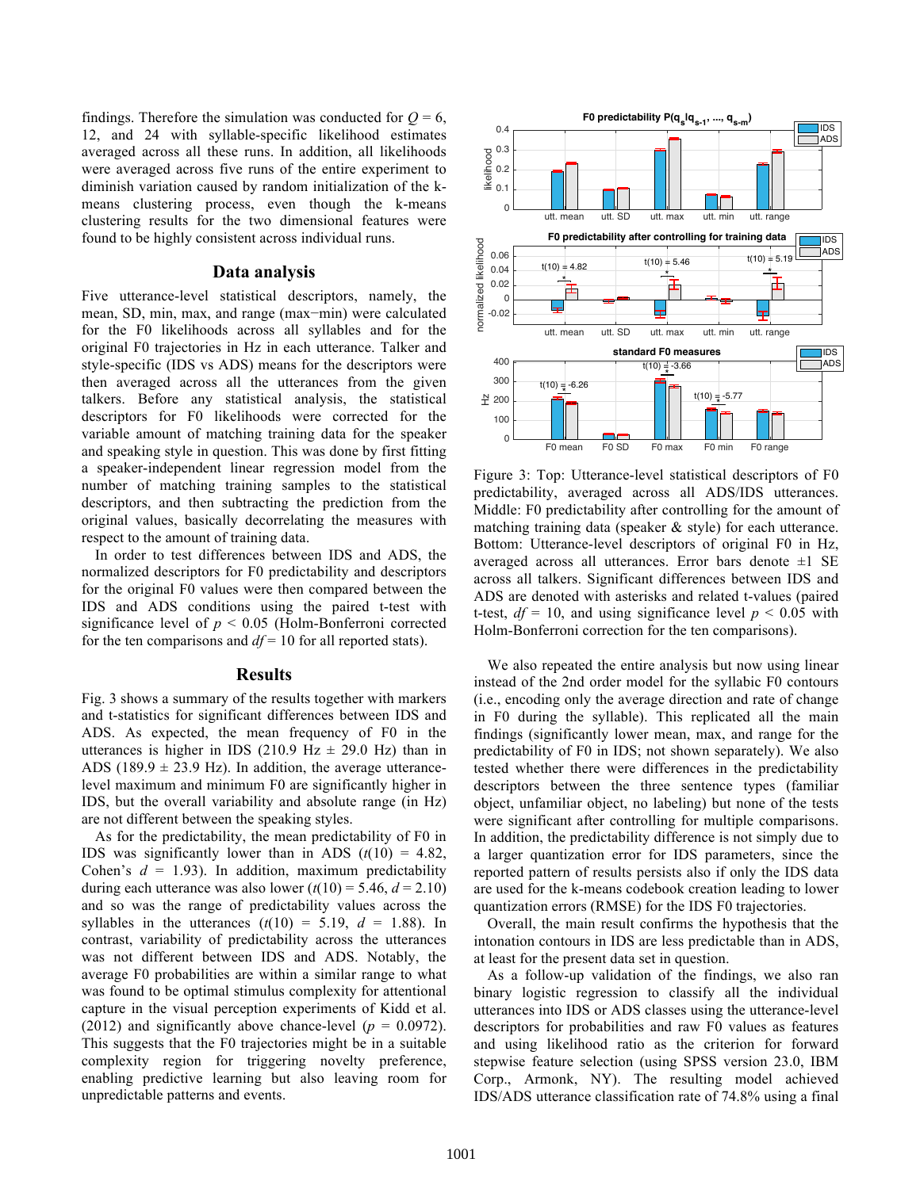findings. Therefore the simulation was conducted for $Q$ = 6, 12, and 24 with syllable-specific likelihood estimates averaged across all these runs. In addition, all likelihoods were averaged across five runs of the entire experiment to diminish variation caused by random initialization of the k-means clustering process, even though the k-means clustering results for the two dimensional features were found to be highly consistent across individual runs.

## Data analysis

Five utterance-level statistical descriptors, namely, the mean, SD, min, max, and range (max−min) were calculated for the F0 likelihoods across all syllables and for the original F0 trajectories in Hz in each utterance. Talker and style-specific (IDS vs ADS) means for the descriptors were then averaged across all the utterances from the given talkers. Before any statistical analysis, the statistical descriptors for F0 likelihoods were corrected for the variable amount of matching training data for the speaker and speaking style in question. This was done by first fitting a speaker-independent linear regression model from the number of matching training samples to the statistical descriptors, and then subtracting the prediction from the original values, basically decorrelating the measures with respect to the amount of training data.

In order to test differences between IDS and ADS, the normalized descriptors for F0 predictability and descriptors for the original F0 values were then compared between the IDS and ADS conditions using the paired t-test with significance level of $p < 0.05$ (Holm-Bonferroni corrected for the ten comparisons and $df$ = 10 for all reported stats).

## Results

Fig. 3 shows a summary of the results together with markers and t-statistics for significant differences between IDS and ADS. As expected, the mean frequency of F0 in the utterances is higher in IDS (210.9 Hz ± 29.0 Hz) than in ADS (189.9 ± 23.9 Hz). In addition, the average utterance-level maximum and minimum F0 are significantly higher in IDS, but the overall variability and absolute range (in Hz) are not different between the speaking styles.

As for the predictability, the mean predictability of F0 in IDS was significantly lower than in ADS ($t(10)$ = 4.82, Cohen's $d$ = 1.93). In addition, maximum predictability during each utterance was also lower ($t(10)$ = 5.46, $d$ = 2.10) and so was the range of predictability values across the syllables in the utterances ($t(10)$ = 5.19, $d$ = 1.88). In contrast, variability of predictability across the utterances was not different between IDS and ADS. Notably, the average F0 probabilities are within a similar range to what was found to be optimal stimulus complexity for attentional capture in the visual perception experiments of Kidd et al. (2012) and significantly above chance-level ($p$ = 0.0972). This suggests that the F0 trajectories might be in a suitable complexity region for triggering novelty preference, enabling predictive learning but also leaving room for unpredictable patterns and events.

Figure 3: Top: Utterance-level statistical descriptors of F0 predictability, averaged across all ADS/IDS utterances. Middle: F0 predictability after controlling for the amount of matching training data (speaker & style) for each utterance. Bottom: Utterance-level descriptors of original F0 in Hz, averaged across all utterances. Error bars denote ±1 SE across all talkers. Significant differences between IDS and ADS are denoted with asterisks and related t-values (paired t-test, $df$ = 10, and using significance level $p < 0.05$ with Holm-Bonferroni correction for the ten comparisons).

We also repeated the entire analysis but now using linear instead of the 2nd order model for the syllabic F0 contours (i.e., encoding only the average direction and rate of change in F0 during the syllable). This replicated all the main findings (significantly lower mean, max, and range for the predictability of F0 in IDS; not shown separately). We also tested whether there were differences in the predictability descriptors between the three sentence types (familiar object, unfamiliar object, no labeling) but none of the tests were significant after controlling for multiple comparisons. In addition, the predictability difference is not simply due to a larger quantization error for IDS parameters, since the reported pattern of results persists also if only the IDS data are used for the k-means codebook creation leading to lower quantization errors (RMSE) for the IDS F0 trajectories.

Overall, the main result confirms the hypothesis that the intonation contours in IDS are less predictable than in ADS, at least for the present data set in question.

As a follow-up validation of the findings, we also ran binary logistic regression to classify all the individual utterances into IDS or ADS classes using the utterance-level descriptors for probabilities and raw F0 values as features and using likelihood ratio as the criterion for forward stepwise feature selection (using SPSS version 23.0, IBM Corp., Armonk, NY). The resulting model achieved IDS/ADS utterance classification rate of 74.8% using a final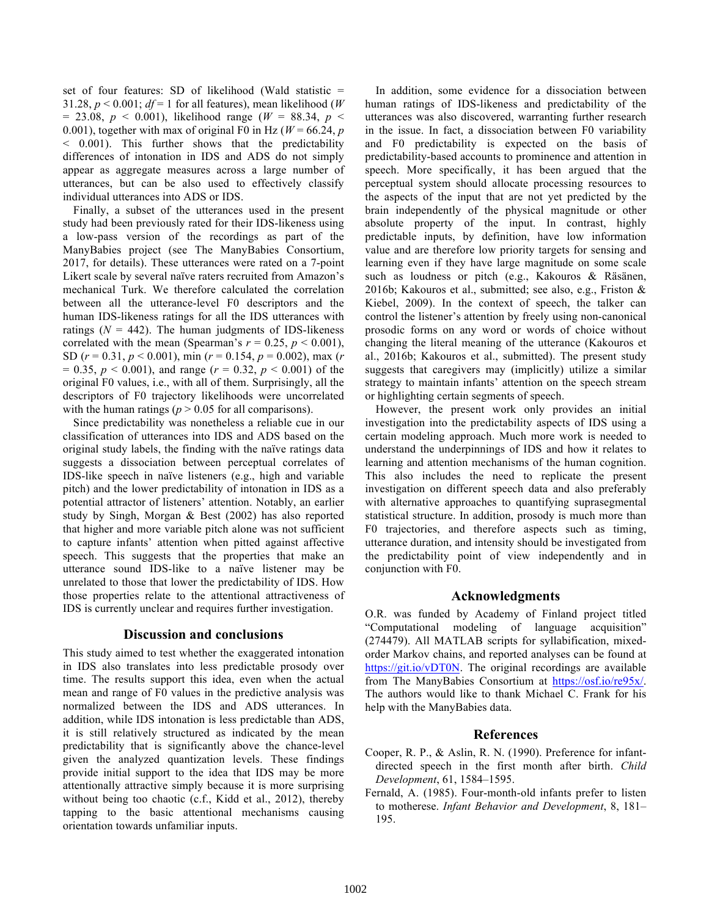set of four features: SD of likelihood (Wald statistic = 31.28, $p < 0.001$; $df = 1$ for all features), mean likelihood ($W = 23.08$, $p < 0.001$), likelihood range ($W = 88.34$, $p < 0.001$), together with max of original F0 in Hz ($W = 66.24$, $p < 0.001$). This further shows that the predictability differences of intonation in IDS and ADS do not simply appear as aggregate measures across a large number of utterances, but can be also used to effectively classify individual utterances into ADS or IDS.

Finally, a subset of the utterances used in the present study had been previously rated for their IDS-likeness using a low-pass version of the recordings as part of the ManyBabies project (see The ManyBabies Consortium, 2017, for details). These utterances were rated on a 7-point Likert scale by several naïve raters recruited from Amazon's mechanical Turk. We therefore calculated the correlation between all the utterance-level F0 descriptors and the human IDS-likeness ratings for all the IDS utterances with ratings ($N = 442$). The human judgments of IDS-likeness correlated with the mean (Spearman's $r = 0.25$, $p < 0.001$), SD ($r = 0.31$, $p < 0.001$), min ($r = 0.154$, $p = 0.002$), max ($r = 0.35$, $p < 0.001$), and range ($r = 0.32$, $p < 0.001$) of the original F0 values, i.e., with all of them. Surprisingly, all the descriptors of F0 trajectory likelihoods were uncorrelated with the human ratings ($p > 0.05$ for all comparisons).

Since predictability was nonetheless a reliable cue in our classification of utterances into IDS and ADS based on the original study labels, the finding with the naïve ratings data suggests a dissociation between perceptual correlates of IDS-like speech in naïve listeners (e.g., high and variable pitch) and the lower predictability of intonation in IDS as a potential attractor of listeners' attention. Notably, an earlier study by Singh, Morgan & Best (2002) has also reported that higher and more variable pitch alone was not sufficient to capture infants' attention when pitted against affective speech. This suggests that the properties that make an utterance sound IDS-like to a naïve listener may be unrelated to those that lower the predictability of IDS. How those properties relate to the attentional attractiveness of IDS is currently unclear and requires further investigation.

## Discussion and conclusions

This study aimed to test whether the exaggerated intonation in IDS also translates into less predictable prosody over time. The results support this idea, even when the actual mean and range of F0 values in the predictive analysis was normalized between the IDS and ADS utterances. In addition, while IDS intonation is less predictable than ADS, it is still relatively structured as indicated by the mean predictability that is significantly above the chance-level given the analyzed quantization levels. These findings provide initial support to the idea that IDS may be more attentionally attractive simply because it is more surprising without being too chaotic (c.f., Kidd et al., 2012), thereby tapping to the basic attentional mechanisms causing orientation towards unfamiliar inputs.

In addition, some evidence for a dissociation between human ratings of IDS-likeness and predictability of the utterances was also discovered, warranting further research in the issue. In fact, a dissociation between F0 variability and F0 predictability is expected on the basis of predictability-based accounts to prominence and attention in speech. More specifically, it has been argued that the perceptual system should allocate processing resources to the aspects of the input that are not yet predicted by the brain independently of the physical magnitude or other absolute property of the input. In contrast, highly predictable inputs, by definition, have low information value and are therefore low priority targets for sensing and learning even if they have large magnitude on some scale such as loudness or pitch (e.g., Kakouros & Räsänen, 2016b; Kakouros et al., submitted; see also, e.g., Friston & Kiebel, 2009). In the context of speech, the talker can control the listener's attention by freely using non-canonical prosodic forms on any word or words of choice without changing the literal meaning of the utterance (Kakouros et al., 2016b; Kakouros et al., submitted). The present study suggests that caregivers may (implicitly) utilize a similar strategy to maintain infants' attention on the speech stream or highlighting certain segments of speech.

However, the present work only provides an initial investigation into the predictability aspects of IDS using a certain modeling approach. Much more work is needed to understand the underpinnings of IDS and how it relates to learning and attention mechanisms of the human cognition. This also includes the need to replicate the present investigation on different speech data and also preferably with alternative approaches to quantifying suprasegmental statistical structure. In addition, prosody is much more than F0 trajectories, and therefore aspects such as timing, utterance duration, and intensity should be investigated from the predictability point of view independently and in conjunction with F0.

## Acknowledgments

O.R. was funded by Academy of Finland project titled "Computational modeling of language acquisition" (274479). All MATLAB scripts for syllabification, mixed-order Markov chains, and reported analyses can be found at https://git.io/vDT0N. The original recordings are available from The ManyBabies Consortium at https://osf.io/re95x/. The authors would like to thank Michael C. Frank for his help with the ManyBabies data.

## References

Cooper, R. P., & Aslin, R. N. (1990). Preference for infant-directed speech in the first month after birth. *Child Development*, 61, 1584–1595.

Fernald, A. (1985). Four-month-old infants prefer to listen to motherese. *Infant Behavior and Development*, 8, 181–195.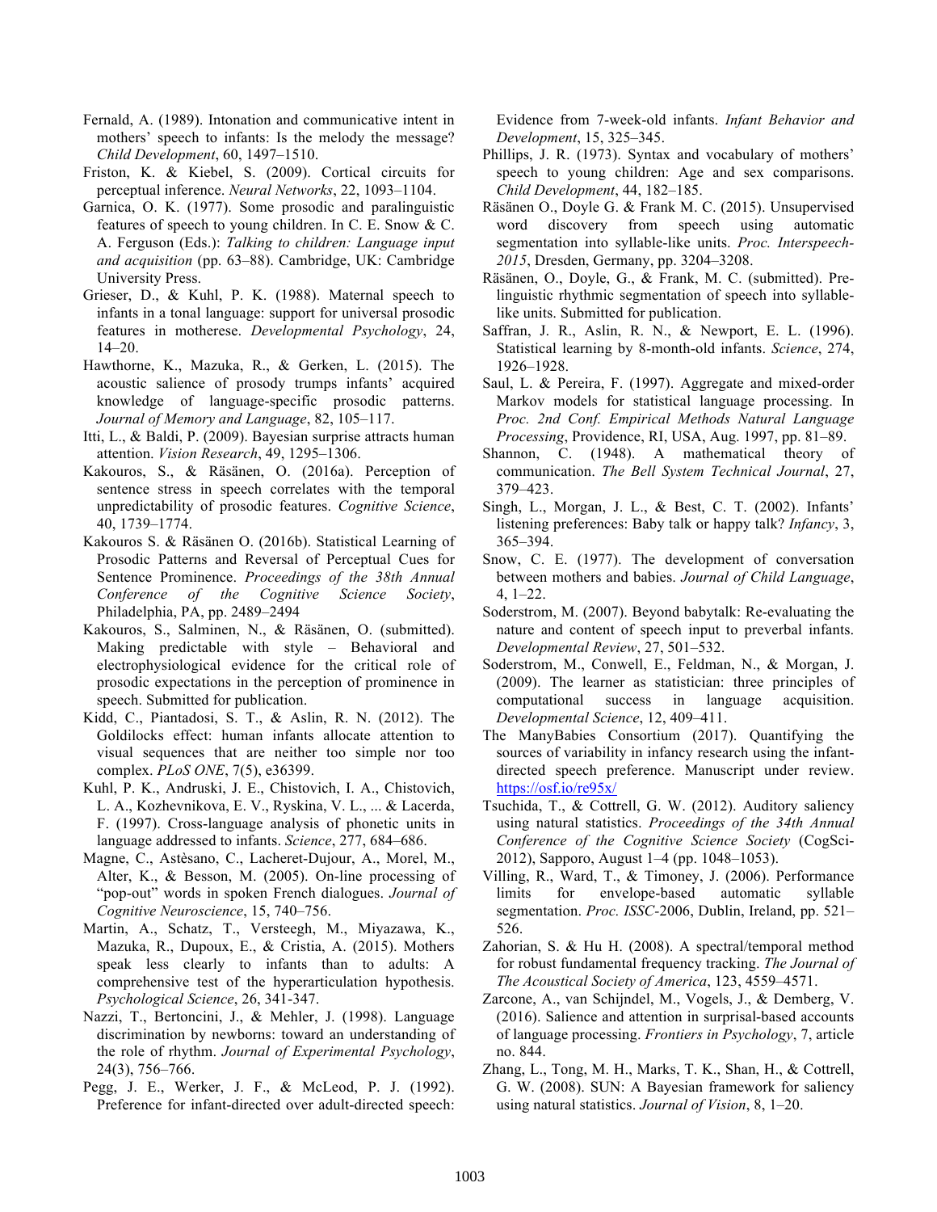Fernald, A. (1989). Intonation and communicative intent in mothers' speech to infants: Is the melody the message? *Child Development*, 60, 1497–1510.

Friston, K. & Kiebel, S. (2009). Cortical circuits for perceptual inference. *Neural Networks*, 22, 1093–1104.

Garnica, O. K. (1977). Some prosodic and paralinguistic features of speech to young children. In C. E. Snow & C. A. Ferguson (Eds.): *Talking to children: Language input and acquisition* (pp. 63–88). Cambridge, UK: Cambridge University Press.

Grieser, D., & Kuhl, P. K. (1988). Maternal speech to infants in a tonal language: support for universal prosodic features in motherese. *Developmental Psychology*, 24, 14–20.

Hawthorne, K., Mazuka, R., & Gerken, L. (2015). The acoustic salience of prosody trumps infants' acquired knowledge of language-specific prosodic patterns. *Journal of Memory and Language*, 82, 105–117.

Itti, L., & Baldi, P. (2009). Bayesian surprise attracts human attention. *Vision Research*, 49, 1295–1306.

Kakouros, S., & Räsänen, O. (2016a). Perception of sentence stress in speech correlates with the temporal unpredictability of prosodic features. *Cognitive Science*, 40, 1739–1774.

Kakouros S. & Räsänen O. (2016b). Statistical Learning of Prosodic Patterns and Reversal of Perceptual Cues for Sentence Prominence. *Proceedings of the 38th Annual Conference of the Cognitive Science Society*, Philadelphia, PA, pp. 2489–2494

Kakouros, S., Salminen, N., & Räsänen, O. (submitted). Making predictable with style – Behavioral and electrophysiological evidence for the critical role of prosodic expectations in the perception of prominence in speech. Submitted for publication.

Kidd, C., Piantadosi, S. T., & Aslin, R. N. (2012). The Goldilocks effect: human infants allocate attention to visual sequences that are neither too simple nor too complex. *PLoS ONE*, 7(5), e36399.

Kuhl, P. K., Andruski, J. E., Chistovich, I. A., Chistovich, L. A., Kozhevnikova, E. V., Ryskina, V. L., ... & Lacerda, F. (1997). Cross-language analysis of phonetic units in language addressed to infants. *Science*, 277, 684–686.

Magne, C., Astèsano, C., Lacheret-Dujour, A., Morel, M., Alter, K., & Besson, M. (2005). On-line processing of "pop-out" words in spoken French dialogues. *Journal of Cognitive Neuroscience*, 15, 740–756.

Martin, A., Schatz, T., Versteegh, M., Miyazawa, K., Mazuka, R., Dupoux, E., & Cristia, A. (2015). Mothers speak less clearly to infants than to adults: A comprehensive test of the hyperarticulation hypothesis. *Psychological Science*, 26, 341-347.

Nazzi, T., Bertoncini, J., & Mehler, J. (1998). Language discrimination by newborns: toward an understanding of the role of rhythm. *Journal of Experimental Psychology*, 24(3), 756–766.

Pegg, J. E., Werker, J. F., & McLeod, P. J. (1992). Preference for infant-directed over adult-directed speech: Evidence from 7-week-old infants. *Infant Behavior and Development*, 15, 325–345.

Phillips, J. R. (1973). Syntax and vocabulary of mothers' speech to young children: Age and sex comparisons. *Child Development*, 44, 182–185.

Räsänen O., Doyle G. & Frank M. C. (2015). Unsupervised word discovery from speech using automatic segmentation into syllable-like units. *Proc. Interspeech-2015*, Dresden, Germany, pp. 3204–3208.

Räsänen, O., Doyle, G., & Frank, M. C. (submitted). Pre-linguistic rhythmic segmentation of speech into syllable-like units. Submitted for publication.

Saffran, J. R., Aslin, R. N., & Newport, E. L. (1996). Statistical learning by 8-month-old infants. *Science*, 274, 1926–1928.

Saul, L. & Pereira, F. (1997). Aggregate and mixed-order Markov models for statistical language processing. In *Proc. 2nd Conf. Empirical Methods Natural Language Processing*, Providence, RI, USA, Aug. 1997, pp. 81–89.

Shannon, C. (1948). A mathematical theory of communication. *The Bell System Technical Journal*, 27, 379–423.

Singh, L., Morgan, J. L., & Best, C. T. (2002). Infants' listening preferences: Baby talk or happy talk? *Infancy*, 3, 365–394.

Snow, C. E. (1977). The development of conversation between mothers and babies. *Journal of Child Language*, 4, 1–22.

Soderstrom, M. (2007). Beyond babytalk: Re-evaluating the nature and content of speech input to preverbal infants. *Developmental Review*, 27, 501–532.

Soderstrom, M., Conwell, E., Feldman, N., & Morgan, J. (2009). The learner as statistician: three principles of computational success in language acquisition. *Developmental Science*, 12, 409–411.

The ManyBabies Consortium (2017). Quantifying the sources of variability in infancy research using the infant-directed speech preference. Manuscript under review. https://osf.io/re95x/

Tsuchida, T., & Cottrell, G. W. (2012). Auditory saliency using natural statistics. *Proceedings of the 34th Annual Conference of the Cognitive Science Society* (CogSci-2012), Sapporo, August 1–4 (pp. 1048–1053).

Villing, R., Ward, T., & Timoney, J. (2006). Performance limits for envelope-based automatic syllable segmentation. *Proc. ISSC*-2006, Dublin, Ireland, pp. 521–526.

Zahorian, S. & Hu H. (2008). A spectral/temporal method for robust fundamental frequency tracking. *The Journal of The Acoustical Society of America*, 123, 4559–4571.

Zarcone, A., van Schijndel, M., Vogels, J., & Demberg, V. (2016). Salience and attention in surprisal-based accounts of language processing. *Frontiers in Psychology*, 7, article no. 844.

Zhang, L., Tong, M. H., Marks, T. K., Shan, H., & Cottrell, G. W. (2008). SUN: A Bayesian framework for saliency using natural statistics. *Journal of Vision*, 8, 1–20.